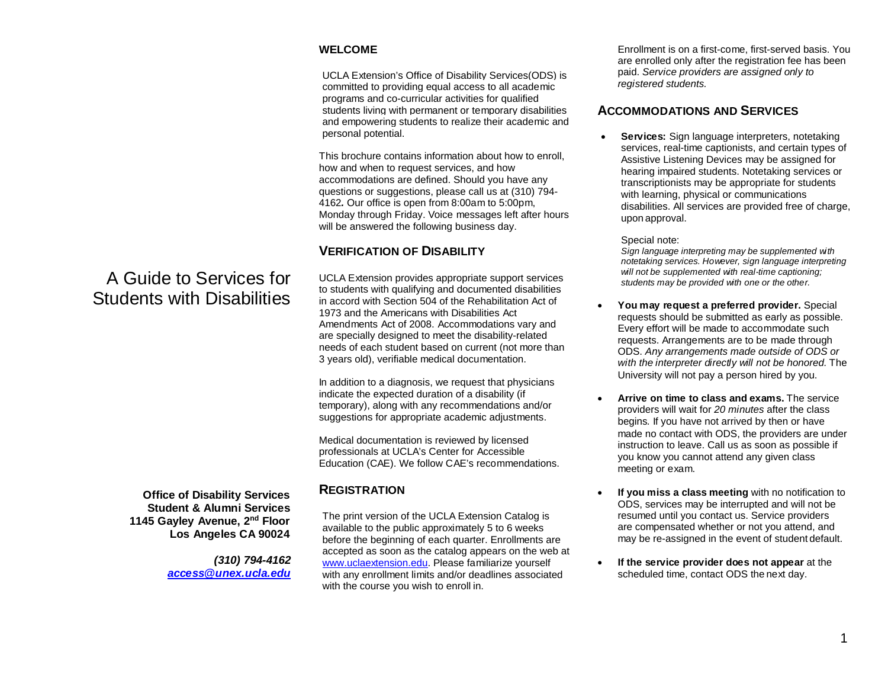# A Guide to Services for Students with Disabilities

**Office of Disability Services**
**Student & Alumni Services**
**1145 Gayley Avenue, 2nd Floor**
**Los Angeles CA 90024**

***(310) 794-4162***
***access@unex.ucla.edu***

## WELCOME

UCLA Extension's Office of Disability Services(ODS) is committed to providing equal access to all academic programs and co-curricular activities for qualified students living with permanent or temporary disabilities and empowering students to realize their academic and personal potential.

This brochure contains information about how to enroll, how and when to request services, and how accommodations are defined. Should you have any questions or suggestions, please call us at (310) 794-4162**.** Our office is open from 8:00am to 5:00pm, Monday through Friday. Voice messages left after hours will be answered the following business day.

## VERIFICATION OF DISABILITY

UCLA Extension provides appropriate support services to students with qualifying and documented disabilities in accord with Section 504 of the Rehabilitation Act of 1973 and the Americans with Disabilities Act Amendments Act of 2008. Accommodations vary and are specially designed to meet the disability-related needs of each student based on current (not more than 3 years old), verifiable medical documentation.

In addition to a diagnosis, we request that physicians indicate the expected duration of a disability (if temporary), along with any recommendations and/or suggestions for appropriate academic adjustments.

Medical documentation is reviewed by licensed professionals at UCLA's Center for Accessible Education (CAE). We follow CAE's recommendations.

## REGISTRATION

The print version of the UCLA Extension Catalog is available to the public approximately 5 to 6 weeks before the beginning of each quarter. Enrollments are accepted as soon as the catalog appears on the web at www.uclaextension.edu. Please familiarize yourself with any enrollment limits and/or deadlines associated with the course you wish to enroll in.

Enrollment is on a first-come, first-served basis. You are enrolled only after the registration fee has been paid. *Service providers are assigned only to registered students.*

## ACCOMMODATIONS AND SERVICES

- **Services:** Sign language interpreters, notetaking services, real-time captionists, and certain types of Assistive Listening Devices may be assigned for hearing impaired students. Notetaking services or transcriptionists may be appropriate for students with learning, physical or communications disabilities. All services are provided free of charge, upon approval.

  Special note:
  *Sign language interpreting may be supplemented with notetaking services. However, sign language interpreting will not be supplemented with real-time captioning; students may be provided with one or the other.*

- **You may request a preferred provider.** Special requests should be submitted as early as possible. Every effort will be made to accommodate such requests. Arrangements are to be made through ODS. *Any arrangements made outside of ODS or with the interpreter directly will not be honored.* The University will not pay a person hired by you.

- **Arrive on time to class and exams.** The service providers will wait for *20 minutes* after the class begins. If you have not arrived by then or have made no contact with ODS, the providers are under instruction to leave. Call us as soon as possible if you know you cannot attend any given class meeting or exam.

- **If you miss a class meeting** with no notification to ODS, services may be interrupted and will not be resumed until you contact us. Service providers are compensated whether or not you attend, and may be re-assigned in the event of student default.

- **If the service provider does not appear** at the scheduled time, contact ODS the next day.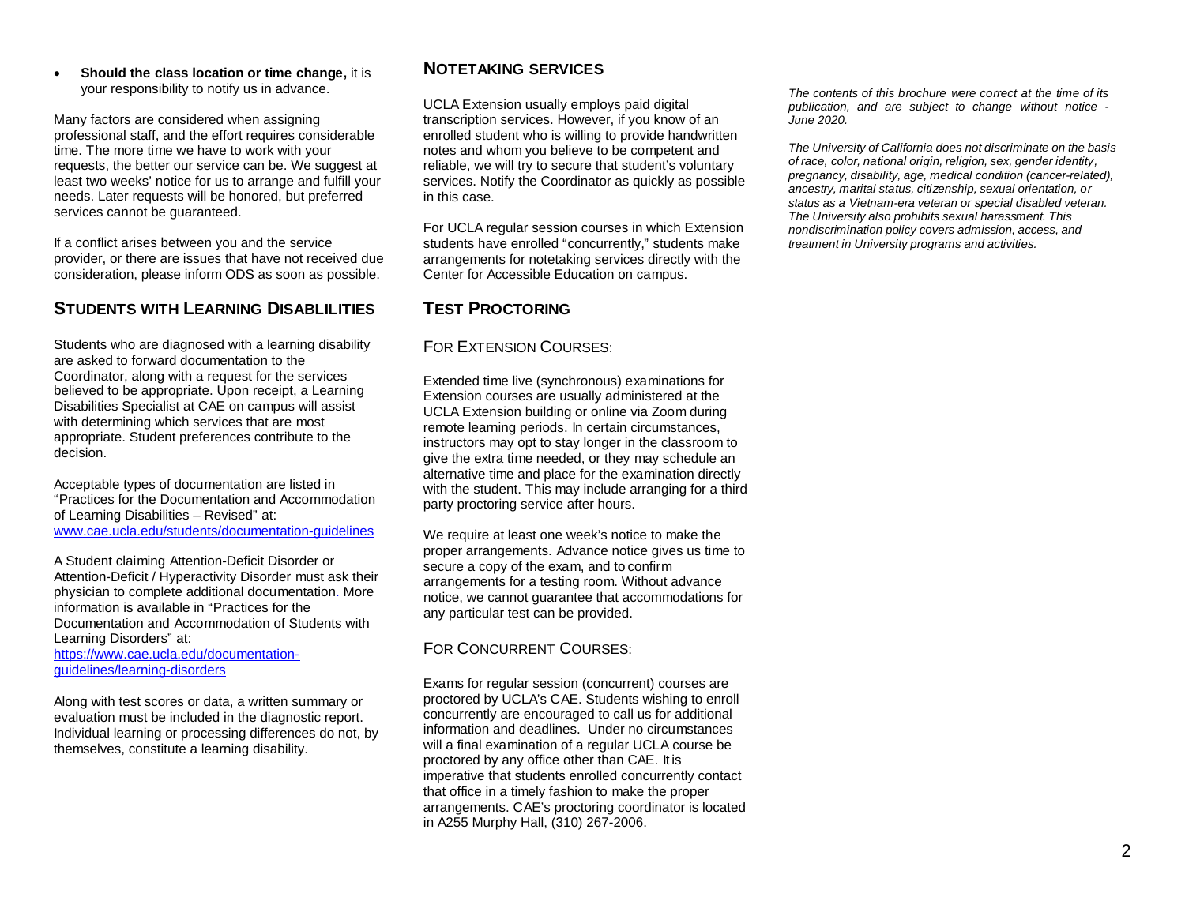- **Should the class location or time change,** it is your responsibility to notify us in advance.

Many factors are considered when assigning professional staff, and the effort requires considerable time. The more time we have to work with your requests, the better our service can be. We suggest at least two weeks' notice for us to arrange and fulfill your needs. Later requests will be honored, but preferred services cannot be guaranteed.

If a conflict arises between you and the service provider, or there are issues that have not received due consideration, please inform ODS as soon as possible.

## STUDENTS WITH LEARNING DISABLILITIES

Students who are diagnosed with a learning disability are asked to forward documentation to the Coordinator, along with a request for the services believed to be appropriate. Upon receipt, a Learning Disabilities Specialist at CAE on campus will assist with determining which services that are most appropriate. Student preferences contribute to the decision.

Acceptable types of documentation are listed in "Practices for the Documentation and Accommodation of Learning Disabilities – Revised" at: [www.cae.ucla.edu/students/documentation-guidelines](www.cae.ucla.edu/students/documentation-guidelines)

A Student claiming Attention-Deficit Disorder or Attention-Deficit / Hyperactivity Disorder must ask their physician to complete additional documentation. More information is available in "Practices for the Documentation and Accommodation of Students with Learning Disorders" at: [https://www.cae.ucla.edu/documentation-guidelines/learning-disorders](https://www.cae.ucla.edu/documentation-guidelines/learning-disorders)

Along with test scores or data, a written summary or evaluation must be included in the diagnostic report. Individual learning or processing differences do not, by themselves, constitute a learning disability.

## NOTETAKING SERVICES

UCLA Extension usually employs paid digital transcription services. However, if you know of an enrolled student who is willing to provide handwritten notes and whom you believe to be competent and reliable, we will try to secure that student's voluntary services. Notify the Coordinator as quickly as possible in this case.

For UCLA regular session courses in which Extension students have enrolled "concurrently," students make arrangements for notetaking services directly with the Center for Accessible Education on campus.

## TEST PROCTORING

### FOR EXTENSION COURSES:

Extended time live (synchronous) examinations for Extension courses are usually administered at the UCLA Extension building or online via Zoom during remote learning periods. In certain circumstances, instructors may opt to stay longer in the classroom to give the extra time needed, or they may schedule an alternative time and place for the examination directly with the student. This may include arranging for a third party proctoring service after hours.

We require at least one week's notice to make the proper arrangements. Advance notice gives us time to secure a copy of the exam, and to confirm arrangements for a testing room. Without advance notice, we cannot guarantee that accommodations for any particular test can be provided.

### FOR CONCURRENT COURSES:

Exams for regular session (concurrent) courses are proctored by UCLA's CAE. Students wishing to enroll concurrently are encouraged to call us for additional information and deadlines. Under no circumstances will a final examination of a regular UCLA course be proctored by any office other than CAE. It is imperative that students enrolled concurrently contact that office in a timely fashion to make the proper arrangements. CAE's proctoring coordinator is located in A255 Murphy Hall, (310) 267-2006.

*The contents of this brochure were correct at the time of its publication, and are subject to change without notice - June 2020.*

*The University of California does not discriminate on the basis of race, color, national origin, religion, sex, gender identity, pregnancy, disability, age, medical condition (cancer-related), ancestry, marital status, citizenship, sexual orientation, or status as a Vietnam-era veteran or special disabled veteran. The University also prohibits sexual harassment. This nondiscrimination policy covers admission, access, and treatment in University programs and activities.*